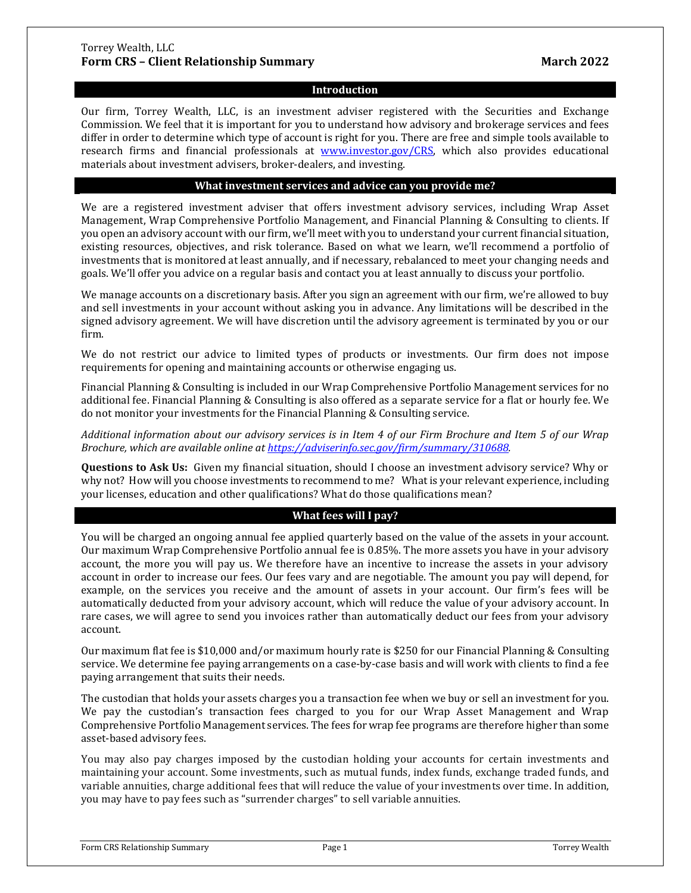Torrey Wealth, LLC

# Form CRS – Client Relationship Summary

March 2022

## Introduction

Our firm, Torrey Wealth, LLC, is an investment adviser registered with the Securities and Exchange Commission. We feel that it is important for you to understand how advisory and brokerage services and fees differ in order to determine which type of account is right for you. There are free and simple tools available to research firms and financial professionals at [www.investor.gov/CRS](http://www.investor.gov/CRS), which also provides educational materials about investment advisers, broker-dealers, and investing.

## What investment services and advice can you provide me?

We are a registered investment adviser that offers investment advisory services, including Wrap Asset Management, Wrap Comprehensive Portfolio Management, and Financial Planning & Consulting to clients. If you open an advisory account with our firm, we'll meet with you to understand your current financial situation, existing resources, objectives, and risk tolerance. Based on what we learn, we'll recommend a portfolio of investments that is monitored at least annually, and if necessary, rebalanced to meet your changing needs and goals. We'll offer you advice on a regular basis and contact you at least annually to discuss your portfolio.

We manage accounts on a discretionary basis. After you sign an agreement with our firm, we're allowed to buy and sell investments in your account without asking you in advance. Any limitations will be described in the signed advisory agreement. We will have discretion until the advisory agreement is terminated by you or our firm.

We do not restrict our advice to limited types of products or investments. Our firm does not impose requirements for opening and maintaining accounts or otherwise engaging us.

Financial Planning & Consulting is included in our Wrap Comprehensive Portfolio Management services for no additional fee. Financial Planning & Consulting is also offered as a separate service for a flat or hourly fee. We do not monitor your investments for the Financial Planning & Consulting service.

*Additional information about our advisory services is in Item 4 of our Firm Brochure and Item 5 of our Wrap Brochure, which are available online at [https://adviserinfo.sec.gov/firm/summary/310688](https://adviserinfo.sec.gov/firm/summary/310688).*

**Questions to Ask Us:** Given my financial situation, should I choose an investment advisory service? Why or why not? How will you choose investments to recommend to me? What is your relevant experience, including your licenses, education and other qualifications? What do those qualifications mean?

## What fees will I pay?

You will be charged an ongoing annual fee applied quarterly based on the value of the assets in your account. Our maximum Wrap Comprehensive Portfolio annual fee is 0.85%. The more assets you have in your advisory account, the more you will pay us. We therefore have an incentive to increase the assets in your advisory account in order to increase our fees. Our fees vary and are negotiable. The amount you pay will depend, for example, on the services you receive and the amount of assets in your account. Our firm's fees will be automatically deducted from your advisory account, which will reduce the value of your advisory account. In rare cases, we will agree to send you invoices rather than automatically deduct our fees from your advisory account.

Our maximum flat fee is $10,000 and/or maximum hourly rate is $250 for our Financial Planning & Consulting service. We determine fee paying arrangements on a case-by-case basis and will work with clients to find a fee paying arrangement that suits their needs.

The custodian that holds your assets charges you a transaction fee when we buy or sell an investment for you. We pay the custodian's transaction fees charged to you for our Wrap Asset Management and Wrap Comprehensive Portfolio Management services. The fees for wrap fee programs are therefore higher than some asset-based advisory fees.

You may also pay charges imposed by the custodian holding your accounts for certain investments and maintaining your account. Some investments, such as mutual funds, index funds, exchange traded funds, and variable annuities, charge additional fees that will reduce the value of your investments over time. In addition, you may have to pay fees such as "surrender charges" to sell variable annuities.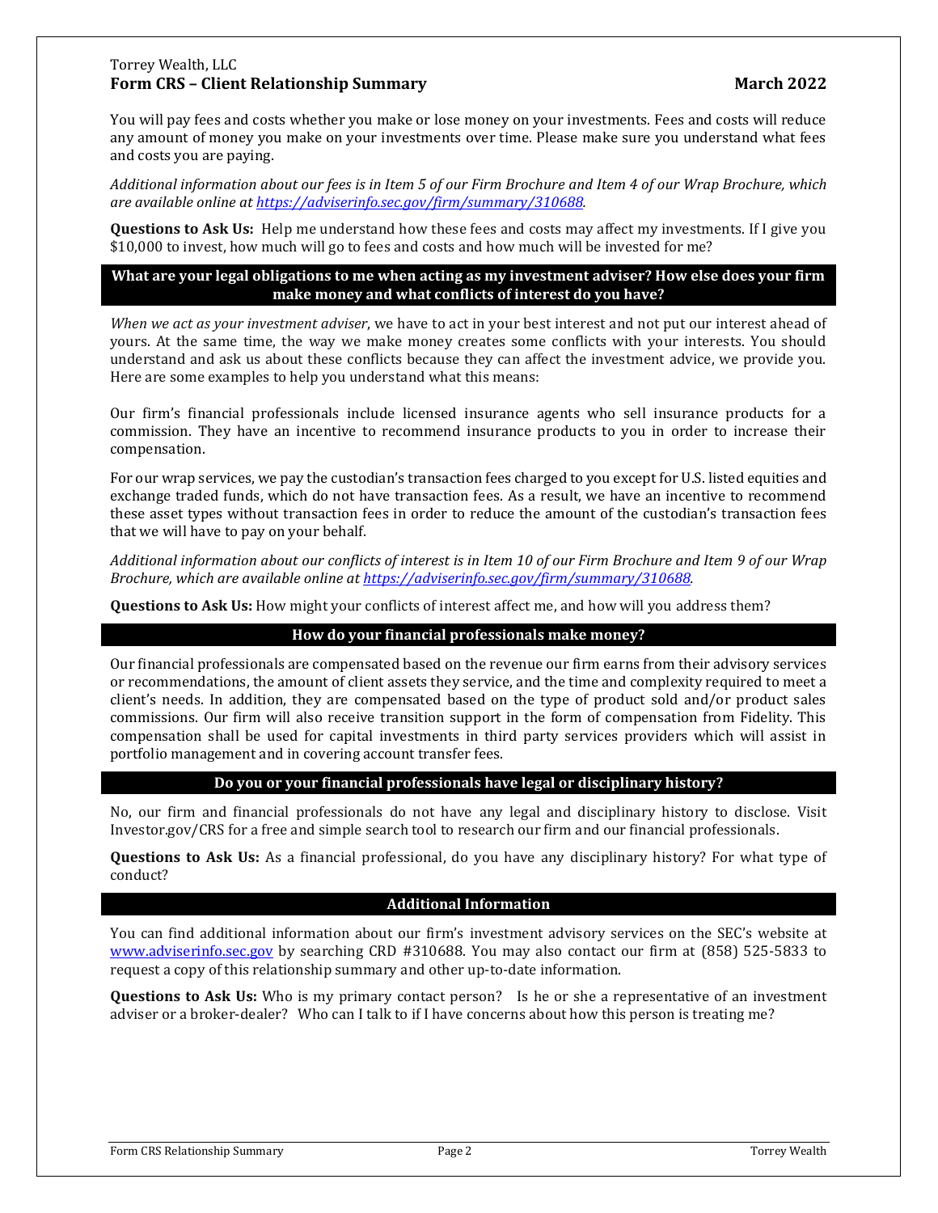You will pay fees and costs whether you make or lose money on your investments. Fees and costs will reduce any amount of money you make on your investments over time. Please make sure you understand what fees and costs you are paying.

*Additional information about our fees is in Item 5 of our Firm Brochure and Item 4 of our Wrap Brochure, which are available online at [https://adviserinfo.sec.gov/firm/summary/310688](https://adviserinfo.sec.gov/firm/summary/310688).*

**Questions to Ask Us:** Help me understand how these fees and costs may affect my investments. If I give you $10,000 to invest, how much will go to fees and costs and how much will be invested for me?

## What are your legal obligations to me when acting as my investment adviser? How else does your firm make money and what conflicts of interest do you have?

*When we act as your investment adviser*, we have to act in your best interest and not put our interest ahead of yours. At the same time, the way we make money creates some conflicts with your interests. You should understand and ask us about these conflicts because they can affect the investment advice, we provide you. Here are some examples to help you understand what this means:

Our firm's financial professionals include licensed insurance agents who sell insurance products for a commission. They have an incentive to recommend insurance products to you in order to increase their compensation.

For our wrap services, we pay the custodian's transaction fees charged to you except for U.S. listed equities and exchange traded funds, which do not have transaction fees. As a result, we have an incentive to recommend these asset types without transaction fees in order to reduce the amount of the custodian's transaction fees that we will have to pay on your behalf.

*Additional information about our conflicts of interest is in Item 10 of our Firm Brochure and Item 9 of our Wrap Brochure, which are available online at [https://adviserinfo.sec.gov/firm/summary/310688](https://adviserinfo.sec.gov/firm/summary/310688).*

**Questions to Ask Us:** How might your conflicts of interest affect me, and how will you address them?

## How do your financial professionals make money?

Our financial professionals are compensated based on the revenue our firm earns from their advisory services or recommendations, the amount of client assets they service, and the time and complexity required to meet a client's needs. In addition, they are compensated based on the type of product sold and/or product sales commissions. Our firm will also receive transition support in the form of compensation from Fidelity. This compensation shall be used for capital investments in third party services providers which will assist in portfolio management and in covering account transfer fees.

## Do you or your financial professionals have legal or disciplinary history?

No, our firm and financial professionals do not have any legal and disciplinary history to disclose. Visit Investor.gov/CRS for a free and simple search tool to research our firm and our financial professionals.

**Questions to Ask Us:** As a financial professional, do you have any disciplinary history? For what type of conduct?

## Additional Information

You can find additional information about our firm's investment advisory services on the SEC's website at [www.adviserinfo.sec.gov](http://www.adviserinfo.sec.gov) by searching CRD #310688. You may also contact our firm at (858) 525-5833 to request a copy of this relationship summary and other up-to-date information.

**Questions to Ask Us:** Who is my primary contact person? Is he or she a representative of an investment adviser or a broker-dealer? Who can I talk to if I have concerns about how this person is treating me?